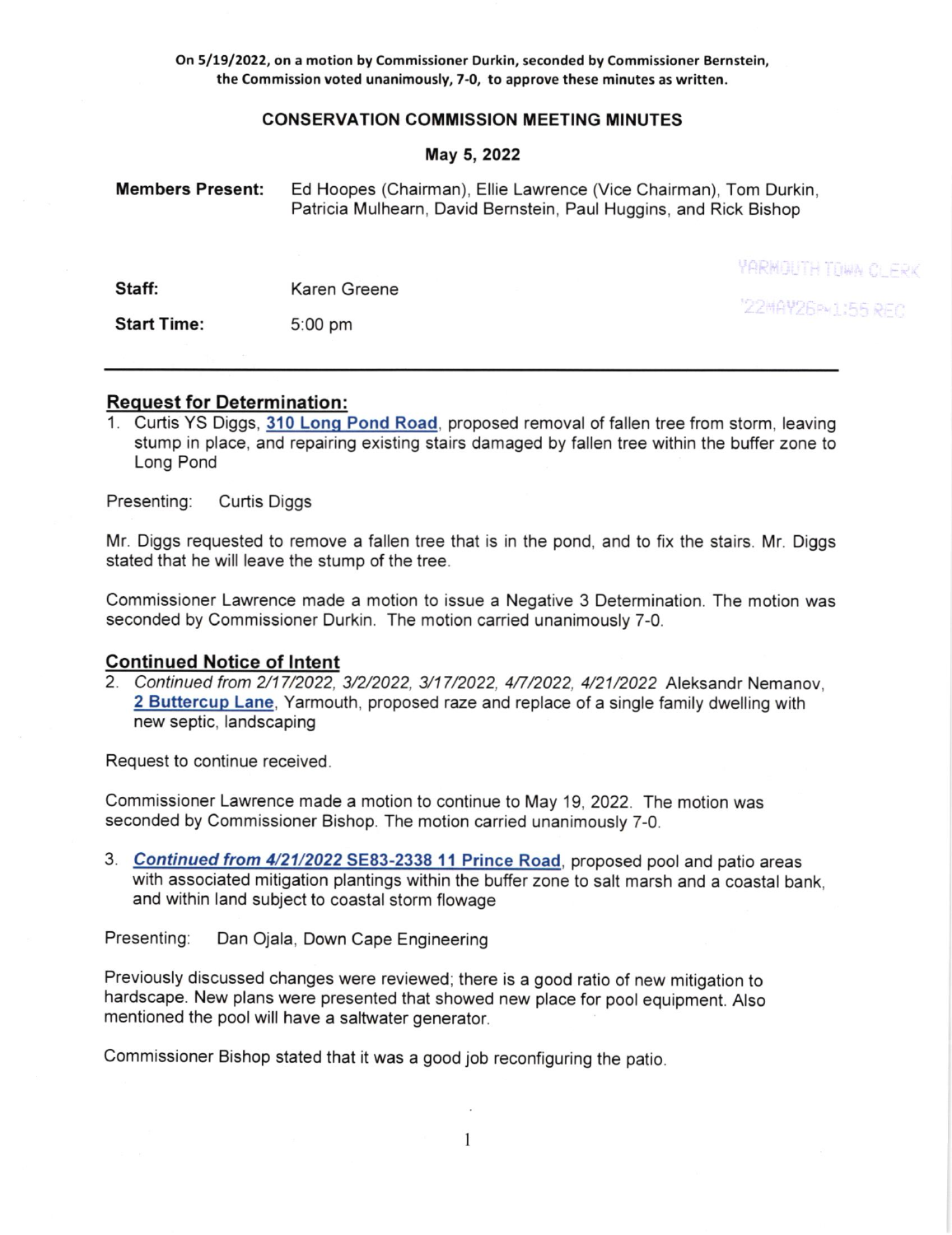**On 5/19/2022, on a motion by Commissioner Durkin, seconded by Commissioner Bernstein, the Commission voted unanimously, 7-0, to approve these minutes as written.**

**CONSERVATION COMMISSION MEETING MINUTES**

**May 5, 2022**

**Members Present:** Ed Hoopes (Chairman), Ellie Lawrence (Vice Chairman), Tom Durkin, Patricia Mulhearn, David Bernstein, Paul Huggins, and Rick Bishop

YARMOUTH TOWN CLERK
'22MAY26PM1:55 REC

**Staff:** Karen Greene

**Start Time:** 5:00 pm

---

## Request for Determination:

1. Curtis YS Diggs, **310 Long Pond Road**, proposed removal of fallen tree from storm, leaving stump in place, and repairing existing stairs damaged by fallen tree within the buffer zone to Long Pond

Presenting: Curtis Diggs

Mr. Diggs requested to remove a fallen tree that is in the pond, and to fix the stairs. Mr. Diggs stated that he will leave the stump of the tree.

Commissioner Lawrence made a motion to issue a Negative 3 Determination. The motion was seconded by Commissioner Durkin. The motion carried unanimously 7-0.

## Continued Notice of Intent

2. *Continued from 2/17/2022, 3/2/2022, 3/17/2022, 4/7/2022, 4/21/2022* Aleksandr Nemanov, **2 Buttercup Lane**, Yarmouth, proposed raze and replace of a single family dwelling with new septic, landscaping

Request to continue received.

Commissioner Lawrence made a motion to continue to May 19, 2022. The motion was seconded by Commissioner Bishop. The motion carried unanimously 7-0.

3. ***Continued from 4/21/2022* SE83-2338 11 Prince Road**, proposed pool and patio areas with associated mitigation plantings within the buffer zone to salt marsh and a coastal bank, and within land subject to coastal storm flowage

Presenting: Dan Ojala, Down Cape Engineering

Previously discussed changes were reviewed; there is a good ratio of new mitigation to hardscape. New plans were presented that showed new place for pool equipment. Also mentioned the pool will have a saltwater generator.

Commissioner Bishop stated that it was a good job reconfiguring the patio.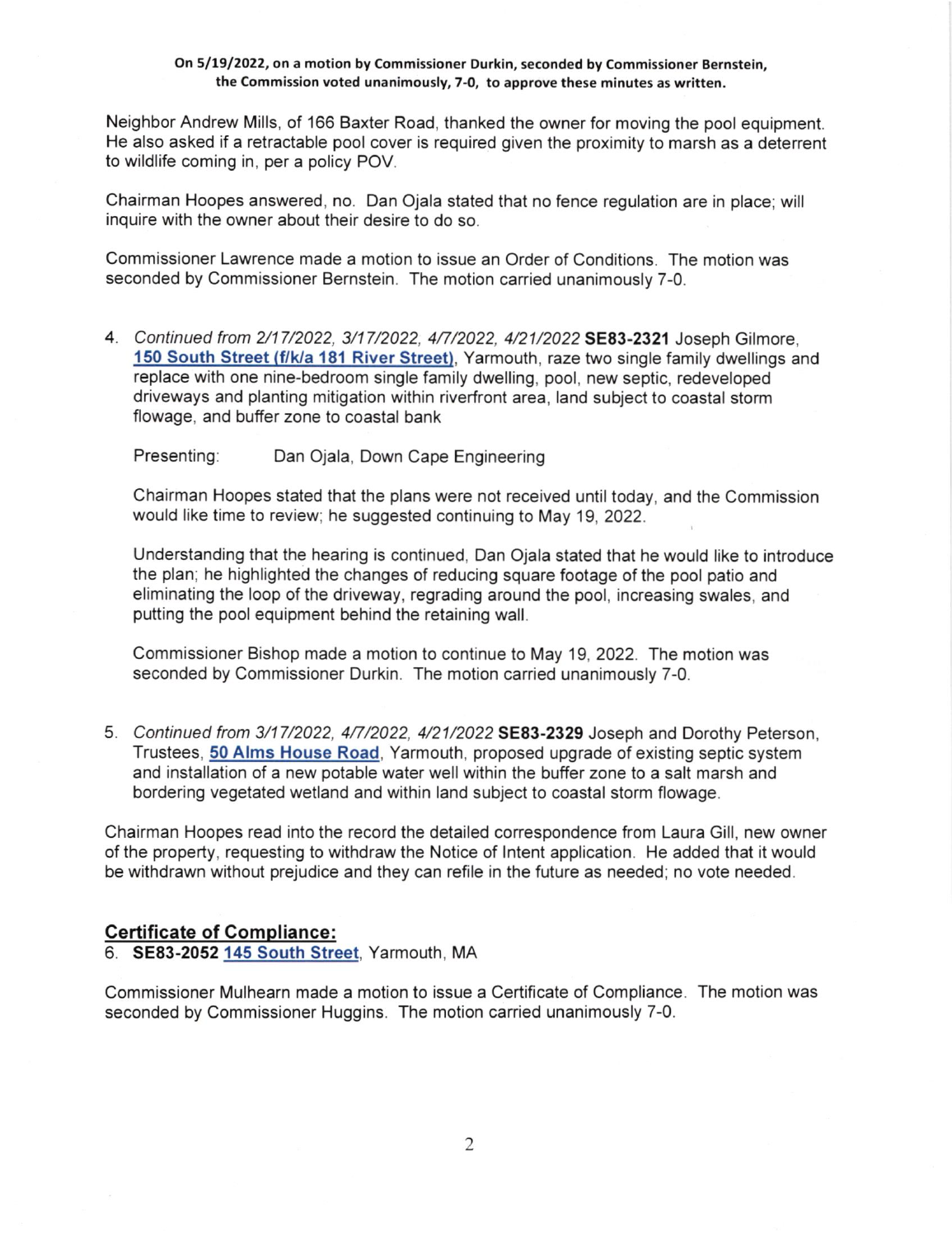**On 5/19/2022, on a motion by Commissioner Durkin, seconded by Commissioner Bernstein, the Commission voted unanimously, 7-0, to approve these minutes as written.**

Neighbor Andrew Mills, of 166 Baxter Road, thanked the owner for moving the pool equipment. He also asked if a retractable pool cover is required given the proximity to marsh as a deterrent to wildlife coming in, per a policy POV.

Chairman Hoopes answered, no. Dan Ojala stated that no fence regulation are in place; will inquire with the owner about their desire to do so.

Commissioner Lawrence made a motion to issue an Order of Conditions. The motion was seconded by Commissioner Bernstein. The motion carried unanimously 7-0.

4. *Continued from 2/17/2022, 3/17/2022, 4/7/2022, 4/21/2022* **SE83-2321** Joseph Gilmore, **150 South Street (f/k/a 181 River Street)**, Yarmouth, raze two single family dwellings and replace with one nine-bedroom single family dwelling, pool, new septic, redeveloped driveways and planting mitigation within riverfront area, land subject to coastal storm flowage, and buffer zone to coastal bank

   Presenting: Dan Ojala, Down Cape Engineering

   Chairman Hoopes stated that the plans were not received until today, and the Commission would like time to review; he suggested continuing to May 19, 2022.

   Understanding that the hearing is continued, Dan Ojala stated that he would like to introduce the plan; he highlighted the changes of reducing square footage of the pool patio and eliminating the loop of the driveway, regrading around the pool, increasing swales, and putting the pool equipment behind the retaining wall.

   Commissioner Bishop made a motion to continue to May 19, 2022. The motion was seconded by Commissioner Durkin. The motion carried unanimously 7-0.

5. *Continued from 3/17/2022, 4/7/2022, 4/21/2022* **SE83-2329** Joseph and Dorothy Peterson, Trustees, **50 Alms House Road**, Yarmouth, proposed upgrade of existing septic system and installation of a new potable water well within the buffer zone to a salt marsh and bordering vegetated wetland and within land subject to coastal storm flowage.

Chairman Hoopes read into the record the detailed correspondence from Laura Gill, new owner of the property, requesting to withdraw the Notice of Intent application. He added that it would be withdrawn without prejudice and they can refile in the future as needed; no vote needed.

## Certificate of Compliance:

6. **SE83-2052 145 South Street**, Yarmouth, MA

Commissioner Mulhearn made a motion to issue a Certificate of Compliance. The motion was seconded by Commissioner Huggins. The motion carried unanimously 7-0.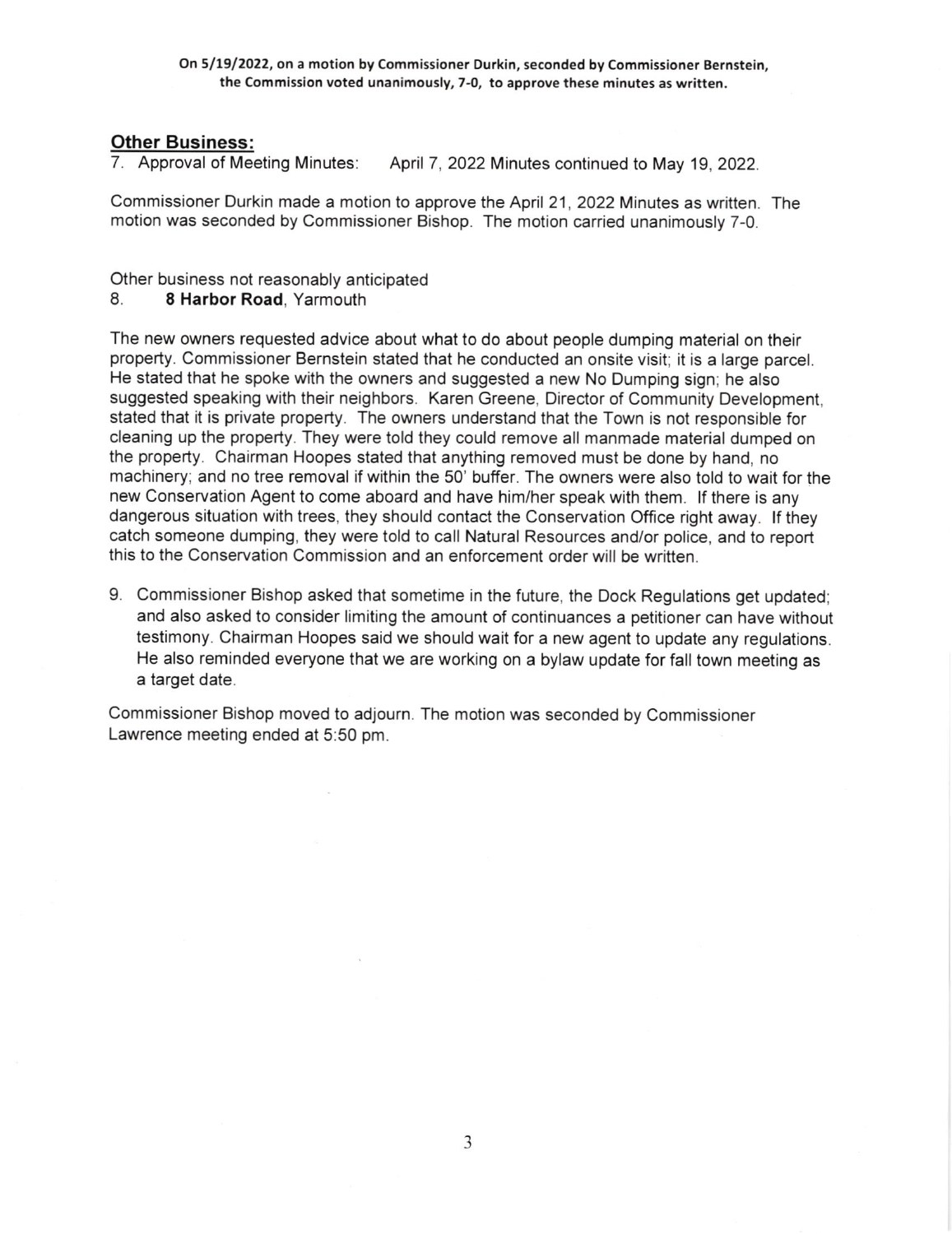**On 5/19/2022, on a motion by Commissioner Durkin, seconded by Commissioner Bernstein, the Commission voted unanimously, 7-0, to approve these minutes as written.**

## Other Business:

7. Approval of Meeting Minutes: April 7, 2022 Minutes continued to May 19, 2022.

Commissioner Durkin made a motion to approve the April 21, 2022 Minutes as written. The motion was seconded by Commissioner Bishop. The motion carried unanimously 7-0.

Other business not reasonably anticipated

8. **8 Harbor Road**, Yarmouth

The new owners requested advice about what to do about people dumping material on their property. Commissioner Bernstein stated that he conducted an onsite visit; it is a large parcel. He stated that he spoke with the owners and suggested a new No Dumping sign; he also suggested speaking with their neighbors. Karen Greene, Director of Community Development, stated that it is private property. The owners understand that the Town is not responsible for cleaning up the property. They were told they could remove all manmade material dumped on the property. Chairman Hoopes stated that anything removed must be done by hand, no machinery; and no tree removal if within the 50' buffer. The owners were also told to wait for the new Conservation Agent to come aboard and have him/her speak with them. If there is any dangerous situation with trees, they should contact the Conservation Office right away. If they catch someone dumping, they were told to call Natural Resources and/or police, and to report this to the Conservation Commission and an enforcement order will be written.

9. Commissioner Bishop asked that sometime in the future, the Dock Regulations get updated; and also asked to consider limiting the amount of continuances a petitioner can have without testimony. Chairman Hoopes said we should wait for a new agent to update any regulations. He also reminded everyone that we are working on a bylaw update for fall town meeting as a target date.

Commissioner Bishop moved to adjourn. The motion was seconded by Commissioner Lawrence meeting ended at 5:50 pm.